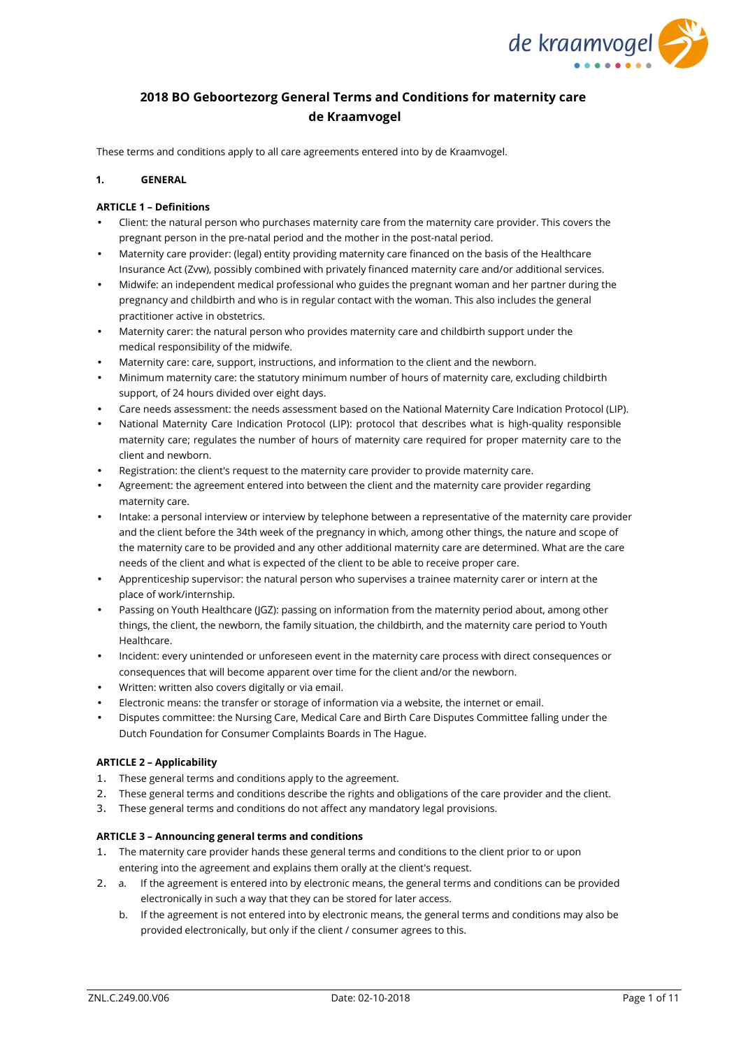# 2018 BO Geboortezorg General Terms and Conditions for maternity care de Kraamvogel

These terms and conditions apply to all care agreements entered into by de Kraamvogel.

## 1. GENERAL

### ARTICLE 1 – Definitions

- Client: the natural person who purchases maternity care from the maternity care provider. This covers the pregnant person in the pre-natal period and the mother in the post-natal period.
- Maternity care provider: (legal) entity providing maternity care financed on the basis of the Healthcare Insurance Act (Zvw), possibly combined with privately financed maternity care and/or additional services.
- Midwife: an independent medical professional who guides the pregnant woman and her partner during the pregnancy and childbirth and who is in regular contact with the woman. This also includes the general practitioner active in obstetrics.
- Maternity carer: the natural person who provides maternity care and childbirth support under the medical responsibility of the midwife.
- Maternity care: care, support, instructions, and information to the client and the newborn.
- Minimum maternity care: the statutory minimum number of hours of maternity care, excluding childbirth support, of 24 hours divided over eight days.
- Care needs assessment: the needs assessment based on the National Maternity Care Indication Protocol (LIP).
- National Maternity Care Indication Protocol (LIP): protocol that describes what is high-quality responsible maternity care; regulates the number of hours of maternity care required for proper maternity care to the client and newborn.
- Registration: the client's request to the maternity care provider to provide maternity care.
- Agreement: the agreement entered into between the client and the maternity care provider regarding maternity care.
- Intake: a personal interview or interview by telephone between a representative of the maternity care provider and the client before the 34th week of the pregnancy in which, among other things, the nature and scope of the maternity care to be provided and any other additional maternity care are determined. What are the care needs of the client and what is expected of the client to be able to receive proper care.
- Apprenticeship supervisor: the natural person who supervises a trainee maternity carer or intern at the place of work/internship.
- Passing on Youth Healthcare (JGZ): passing on information from the maternity period about, among other things, the client, the newborn, the family situation, the childbirth, and the maternity care period to Youth Healthcare.
- Incident: every unintended or unforeseen event in the maternity care process with direct consequences or consequences that will become apparent over time for the client and/or the newborn.
- Written: written also covers digitally or via email.
- Electronic means: the transfer or storage of information via a website, the internet or email.
- Disputes committee: the Nursing Care, Medical Care and Birth Care Disputes Committee falling under the Dutch Foundation for Consumer Complaints Boards in The Hague.

### ARTICLE 2 – Applicability

1. These general terms and conditions apply to the agreement.
2. These general terms and conditions describe the rights and obligations of the care provider and the client.
3. These general terms and conditions do not affect any mandatory legal provisions.

### ARTICLE 3 – Announcing general terms and conditions

1. The maternity care provider hands these general terms and conditions to the client prior to or upon entering into the agreement and explains them orally at the client's request.
2. a. If the agreement is entered into by electronic means, the general terms and conditions can be provided electronically in such a way that they can be stored for later access.
   b. If the agreement is not entered into by electronic means, the general terms and conditions may also be provided electronically, but only if the client / consumer agrees to this.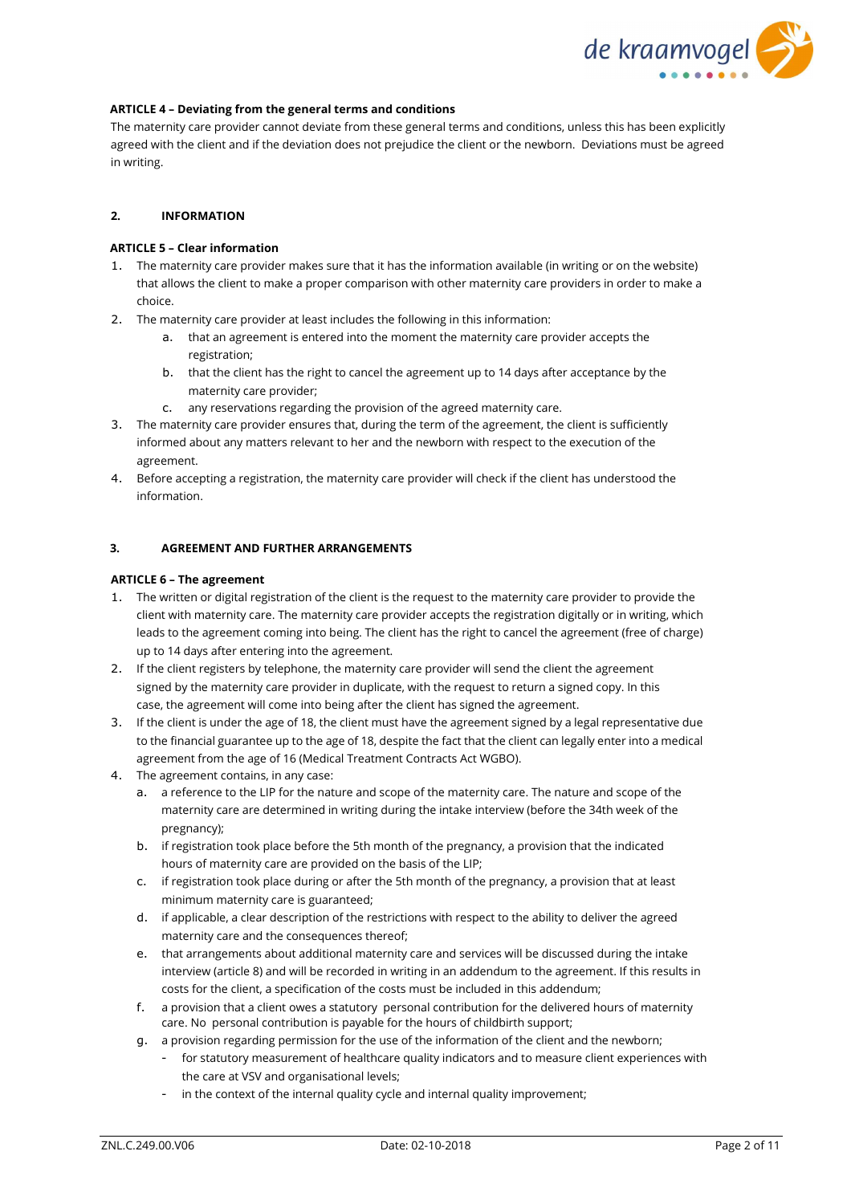**ARTICLE 4 – Deviating from the general terms and conditions**

The maternity care provider cannot deviate from these general terms and conditions, unless this has been explicitly agreed with the client and if the deviation does not prejudice the client or the newborn. Deviations must be agreed in writing.

## 2. INFORMATION

**ARTICLE 5 – Clear information**

1. The maternity care provider makes sure that it has the information available (in writing or on the website) that allows the client to make a proper comparison with other maternity care providers in order to make a choice.
2. The maternity care provider at least includes the following in this information:
   a. that an agreement is entered into the moment the maternity care provider accepts the registration;
   b. that the client has the right to cancel the agreement up to 14 days after acceptance by the maternity care provider;
   c. any reservations regarding the provision of the agreed maternity care.
3. The maternity care provider ensures that, during the term of the agreement, the client is sufficiently informed about any matters relevant to her and the newborn with respect to the execution of the agreement.
4. Before accepting a registration, the maternity care provider will check if the client has understood the information.

## 3. AGREEMENT AND FURTHER ARRANGEMENTS

**ARTICLE 6 – The agreement**

1. The written or digital registration of the client is the request to the maternity care provider to provide the client with maternity care. The maternity care provider accepts the registration digitally or in writing, which leads to the agreement coming into being. The client has the right to cancel the agreement (free of charge) up to 14 days after entering into the agreement.
2. If the client registers by telephone, the maternity care provider will send the client the agreement signed by the maternity care provider in duplicate, with the request to return a signed copy. In this case, the agreement will come into being after the client has signed the agreement.
3. If the client is under the age of 18, the client must have the agreement signed by a legal representative due to the financial guarantee up to the age of 18, despite the fact that the client can legally enter into a medical agreement from the age of 16 (Medical Treatment Contracts Act WGBO).
4. The agreement contains, in any case:
   a. a reference to the LIP for the nature and scope of the maternity care. The nature and scope of the maternity care are determined in writing during the intake interview (before the 34th week of the pregnancy);
   b. if registration took place before the 5th month of the pregnancy, a provision that the indicated hours of maternity care are provided on the basis of the LIP;
   c. if registration took place during or after the 5th month of the pregnancy, a provision that at least minimum maternity care is guaranteed;
   d. if applicable, a clear description of the restrictions with respect to the ability to deliver the agreed maternity care and the consequences thereof;
   e. that arrangements about additional maternity care and services will be discussed during the intake interview (article 8) and will be recorded in writing in an addendum to the agreement. If this results in costs for the client, a specification of the costs must be included in this addendum;
   f. a provision that a client owes a statutory personal contribution for the delivered hours of maternity care. No personal contribution is payable for the hours of childbirth support;
   g. a provision regarding permission for the use of the information of the client and the newborn;
      - for statutory measurement of healthcare quality indicators and to measure client experiences with the care at VSV and organisational levels;
      - in the context of the internal quality cycle and internal quality improvement;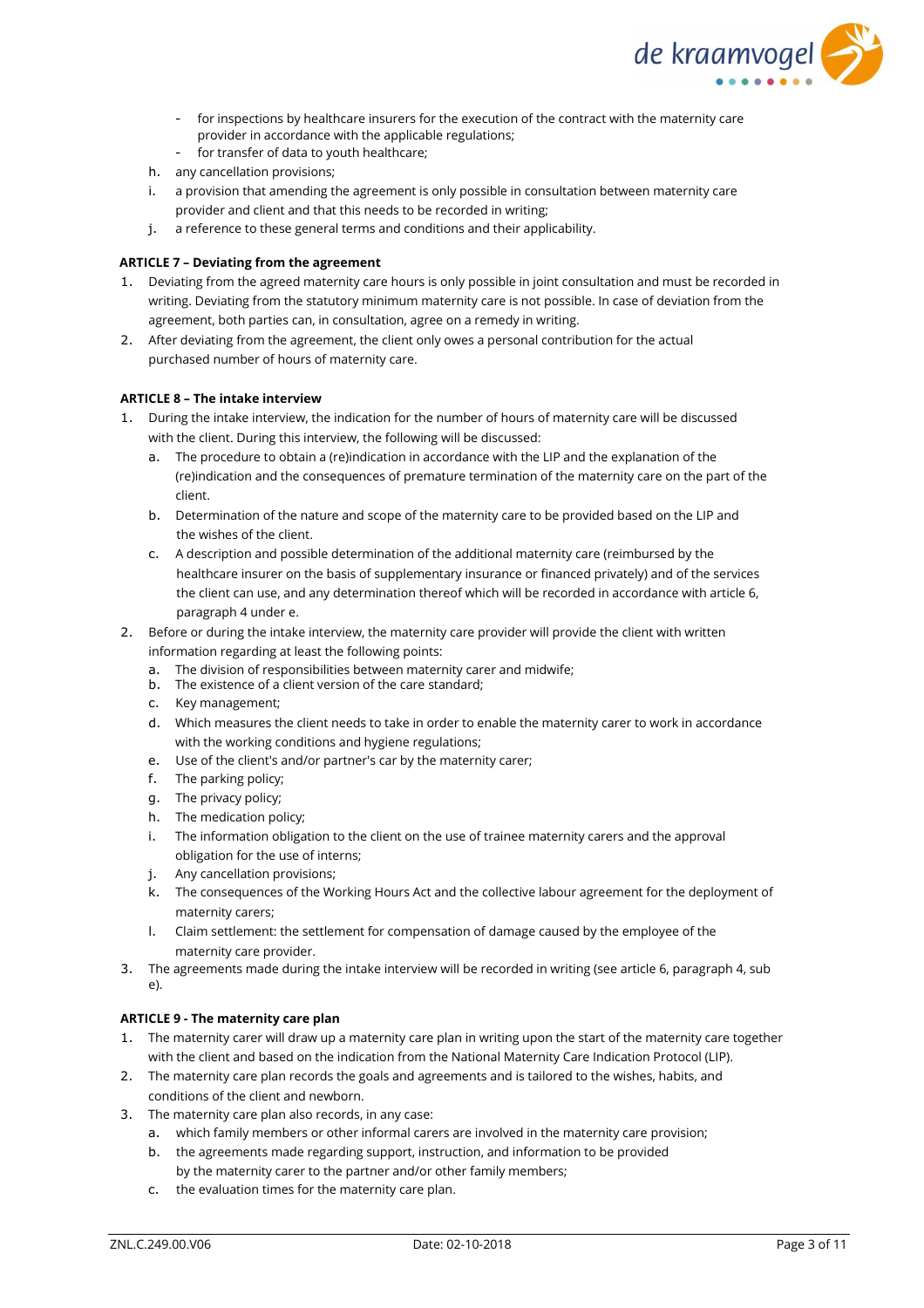- for inspections by healthcare insurers for the execution of the contract with the maternity care provider in accordance with the applicable regulations;
  - for transfer of data to youth healthcare;

h. any cancellation provisions;

i. a provision that amending the agreement is only possible in consultation between maternity care provider and client and that this needs to be recorded in writing;

j. a reference to these general terms and conditions and their applicability.

**ARTICLE 7 – Deviating from the agreement**

1. Deviating from the agreed maternity care hours is only possible in joint consultation and must be recorded in writing. Deviating from the statutory minimum maternity care is not possible. In case of deviation from the agreement, both parties can, in consultation, agree on a remedy in writing.
2. After deviating from the agreement, the client only owes a personal contribution for the actual purchased number of hours of maternity care.

**ARTICLE 8 – The intake interview**

1. During the intake interview, the indication for the number of hours of maternity care will be discussed with the client. During this interview, the following will be discussed:
   a. The procedure to obtain a (re)indication in accordance with the LIP and the explanation of the (re)indication and the consequences of premature termination of the maternity care on the part of the client.
   b. Determination of the nature and scope of the maternity care to be provided based on the LIP and the wishes of the client.
   c. A description and possible determination of the additional maternity care (reimbursed by the healthcare insurer on the basis of supplementary insurance or financed privately) and of the services the client can use, and any determination thereof which will be recorded in accordance with article 6, paragraph 4 under e.
2. Before or during the intake interview, the maternity care provider will provide the client with written information regarding at least the following points:
   a. The division of responsibilities between maternity carer and midwife;
   b. The existence of a client version of the care standard;
   c. Key management;
   d. Which measures the client needs to take in order to enable the maternity carer to work in accordance with the working conditions and hygiene regulations;
   e. Use of the client's and/or partner's car by the maternity carer;
   f. The parking policy;
   g. The privacy policy;
   h. The medication policy;
   i. The information obligation to the client on the use of trainee maternity carers and the approval obligation for the use of interns;
   j. Any cancellation provisions;
   k. The consequences of the Working Hours Act and the collective labour agreement for the deployment of maternity carers;
   l. Claim settlement: the settlement for compensation of damage caused by the employee of the maternity care provider.
3. The agreements made during the intake interview will be recorded in writing (see article 6, paragraph 4, sub e).

**ARTICLE 9 - The maternity care plan**

1. The maternity carer will draw up a maternity care plan in writing upon the start of the maternity care together with the client and based on the indication from the National Maternity Care Indication Protocol (LIP).
2. The maternity care plan records the goals and agreements and is tailored to the wishes, habits, and conditions of the client and newborn.
3. The maternity care plan also records, in any case:
   a. which family members or other informal carers are involved in the maternity care provision;
   b. the agreements made regarding support, instruction, and information to be provided by the maternity carer to the partner and/or other family members;
   c. the evaluation times for the maternity care plan.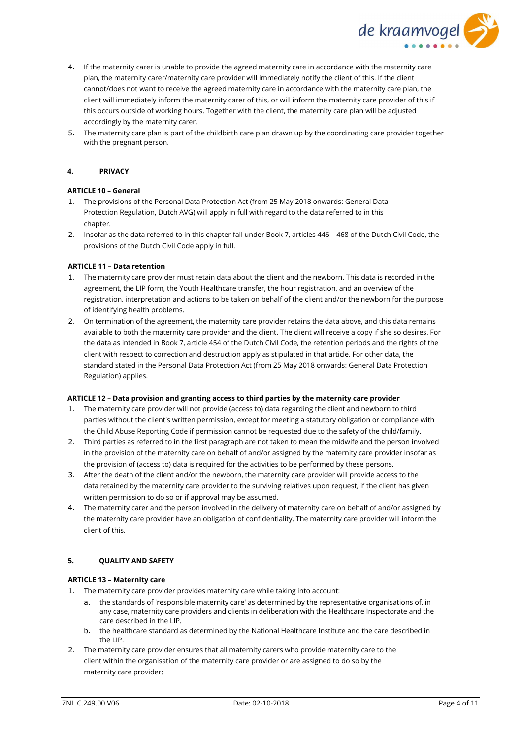4. If the maternity carer is unable to provide the agreed maternity care in accordance with the maternity care plan, the maternity carer/maternity care provider will immediately notify the client of this. If the client cannot/does not want to receive the agreed maternity care in accordance with the maternity care plan, the client will immediately inform the maternity carer of this, or will inform the maternity care provider of this if this occurs outside of working hours. Together with the client, the maternity care plan will be adjusted accordingly by the maternity carer.
5. The maternity care plan is part of the childbirth care plan drawn up by the coordinating care provider together with the pregnant person.

## 4. PRIVACY

### ARTICLE 10 – General

1. The provisions of the Personal Data Protection Act (from 25 May 2018 onwards: General Data Protection Regulation, Dutch AVG) will apply in full with regard to the data referred to in this chapter.
2. Insofar as the data referred to in this chapter fall under Book 7, articles 446 – 468 of the Dutch Civil Code, the provisions of the Dutch Civil Code apply in full.

### ARTICLE 11 – Data retention

1. The maternity care provider must retain data about the client and the newborn. This data is recorded in the agreement, the LIP form, the Youth Healthcare transfer, the hour registration, and an overview of the registration, interpretation and actions to be taken on behalf of the client and/or the newborn for the purpose of identifying health problems.
2. On termination of the agreement, the maternity care provider retains the data above, and this data remains available to both the maternity care provider and the client. The client will receive a copy if she so desires. For the data as intended in Book 7, article 454 of the Dutch Civil Code, the retention periods and the rights of the client with respect to correction and destruction apply as stipulated in that article. For other data, the standard stated in the Personal Data Protection Act (from 25 May 2018 onwards: General Data Protection Regulation) applies.

### ARTICLE 12 – Data provision and granting access to third parties by the maternity care provider

1. The maternity care provider will not provide (access to) data regarding the client and newborn to third parties without the client's written permission, except for meeting a statutory obligation or compliance with the Child Abuse Reporting Code if permission cannot be requested due to the safety of the child/family.
2. Third parties as referred to in the first paragraph are not taken to mean the midwife and the person involved in the provision of the maternity care on behalf of and/or assigned by the maternity care provider insofar as the provision of (access to) data is required for the activities to be performed by these persons.
3. After the death of the client and/or the newborn, the maternity care provider will provide access to the data retained by the maternity care provider to the surviving relatives upon request, if the client has given written permission to do so or if approval may be assumed.
4. The maternity carer and the person involved in the delivery of maternity care on behalf of and/or assigned by the maternity care provider have an obligation of confidentiality. The maternity care provider will inform the client of this.

## 5. QUALITY AND SAFETY

### ARTICLE 13 – Maternity care

1. The maternity care provider provides maternity care while taking into account:
   a. the standards of 'responsible maternity care' as determined by the representative organisations of, in any case, maternity care providers and clients in deliberation with the Healthcare Inspectorate and the care described in the LIP.
   b. the healthcare standard as determined by the National Healthcare Institute and the care described in the LIP.
2. The maternity care provider ensures that all maternity carers who provide maternity care to the client within the organisation of the maternity care provider or are assigned to do so by the maternity care provider: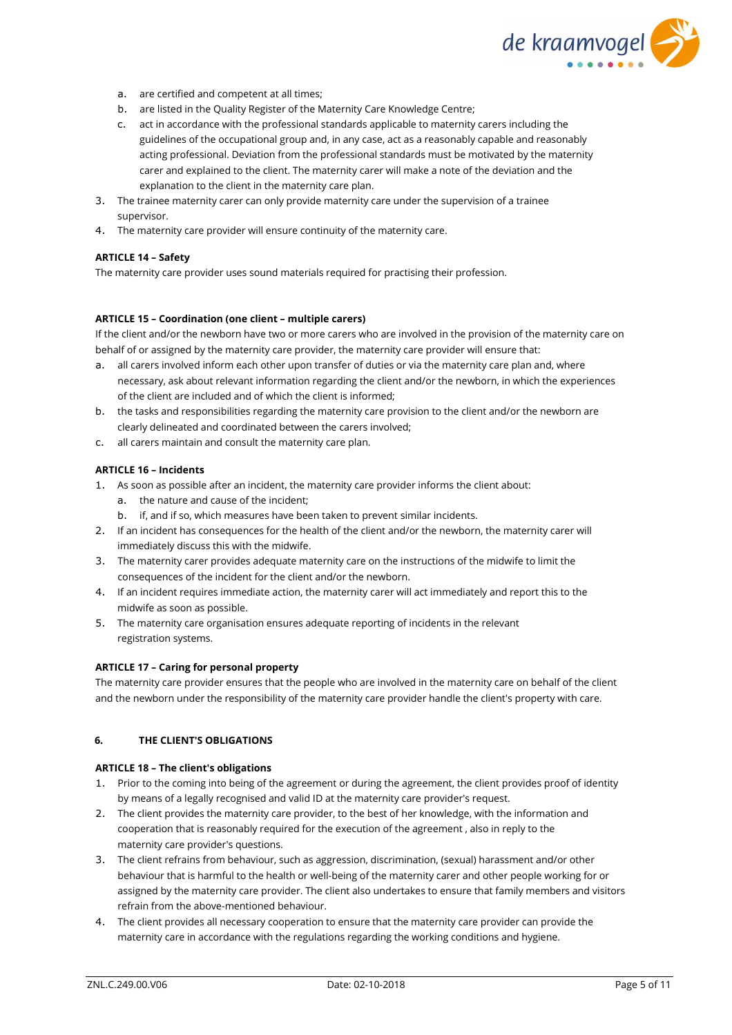a. are certified and competent at all times;
   b. are listed in the Quality Register of the Maternity Care Knowledge Centre;
   c. act in accordance with the professional standards applicable to maternity carers including the guidelines of the occupational group and, in any case, act as a reasonably capable and reasonably acting professional. Deviation from the professional standards must be motivated by the maternity carer and explained to the client. The maternity carer will make a note of the deviation and the explanation to the client in the maternity care plan.
3. The trainee maternity carer can only provide maternity care under the supervision of a trainee supervisor.
4. The maternity care provider will ensure continuity of the maternity care.

**ARTICLE 14 – Safety**

The maternity care provider uses sound materials required for practising their profession.

**ARTICLE 15 – Coordination (one client – multiple carers)**

If the client and/or the newborn have two or more carers who are involved in the provision of the maternity care on behalf of or assigned by the maternity care provider, the maternity care provider will ensure that:

a. all carers involved inform each other upon transfer of duties or via the maternity care plan and, where necessary, ask about relevant information regarding the client and/or the newborn, in which the experiences of the client are included and of which the client is informed;
b. the tasks and responsibilities regarding the maternity care provision to the client and/or the newborn are clearly delineated and coordinated between the carers involved;
c. all carers maintain and consult the maternity care plan.

**ARTICLE 16 – Incidents**

1. As soon as possible after an incident, the maternity care provider informs the client about:
   a. the nature and cause of the incident;
   b. if, and if so, which measures have been taken to prevent similar incidents.
2. If an incident has consequences for the health of the client and/or the newborn, the maternity carer will immediately discuss this with the midwife.
3. The maternity carer provides adequate maternity care on the instructions of the midwife to limit the consequences of the incident for the client and/or the newborn.
4. If an incident requires immediate action, the maternity carer will act immediately and report this to the midwife as soon as possible.
5. The maternity care organisation ensures adequate reporting of incidents in the relevant registration systems.

**ARTICLE 17 – Caring for personal property**

The maternity care provider ensures that the people who are involved in the maternity care on behalf of the client and the newborn under the responsibility of the maternity care provider handle the client's property with care.

## 6. THE CLIENT'S OBLIGATIONS

**ARTICLE 18 – The client's obligations**

1. Prior to the coming into being of the agreement or during the agreement, the client provides proof of identity by means of a legally recognised and valid ID at the maternity care provider's request.
2. The client provides the maternity care provider, to the best of her knowledge, with the information and cooperation that is reasonably required for the execution of the agreement , also in reply to the maternity care provider's questions.
3. The client refrains from behaviour, such as aggression, discrimination, (sexual) harassment and/or other behaviour that is harmful to the health or well-being of the maternity carer and other people working for or assigned by the maternity care provider. The client also undertakes to ensure that family members and visitors refrain from the above-mentioned behaviour.
4. The client provides all necessary cooperation to ensure that the maternity care provider can provide the maternity care in accordance with the regulations regarding the working conditions and hygiene.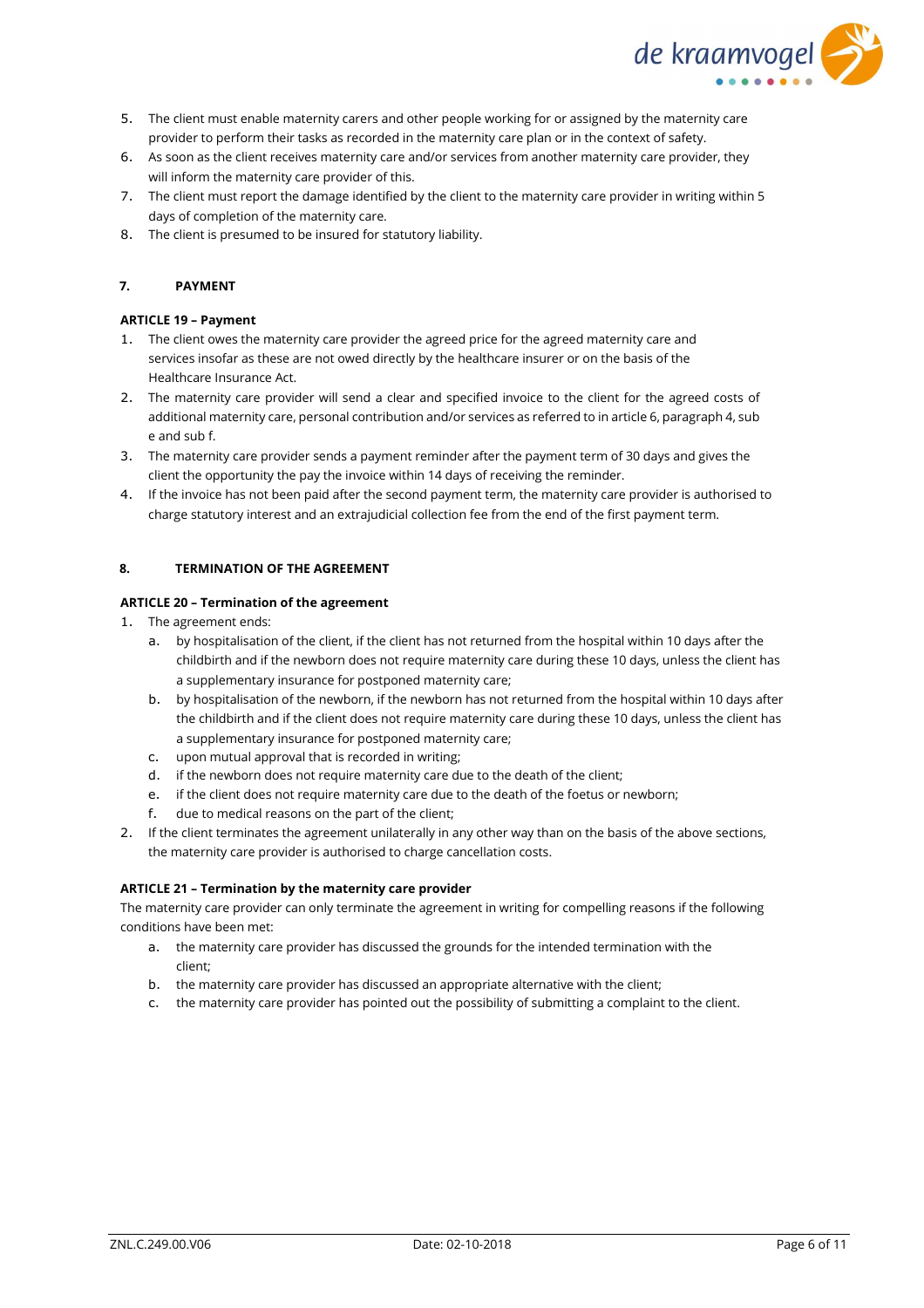5. The client must enable maternity carers and other people working for or assigned by the maternity care provider to perform their tasks as recorded in the maternity care plan or in the context of safety.
6. As soon as the client receives maternity care and/or services from another maternity care provider, they will inform the maternity care provider of this.
7. The client must report the damage identified by the client to the maternity care provider in writing within 5 days of completion of the maternity care.
8. The client is presumed to be insured for statutory liability.

## 7. PAYMENT

### ARTICLE 19 – Payment

1. The client owes the maternity care provider the agreed price for the agreed maternity care and services insofar as these are not owed directly by the healthcare insurer or on the basis of the Healthcare Insurance Act.
2. The maternity care provider will send a clear and specified invoice to the client for the agreed costs of additional maternity care, personal contribution and/or services as referred to in article 6, paragraph 4, sub e and sub f.
3. The maternity care provider sends a payment reminder after the payment term of 30 days and gives the client the opportunity the pay the invoice within 14 days of receiving the reminder.
4. If the invoice has not been paid after the second payment term, the maternity care provider is authorised to charge statutory interest and an extrajudicial collection fee from the end of the first payment term.

## 8. TERMINATION OF THE AGREEMENT

### ARTICLE 20 – Termination of the agreement

1. The agreement ends:
   a. by hospitalisation of the client, if the client has not returned from the hospital within 10 days after the childbirth and if the newborn does not require maternity care during these 10 days, unless the client has a supplementary insurance for postponed maternity care;
   b. by hospitalisation of the newborn, if the newborn has not returned from the hospital within 10 days after the childbirth and if the client does not require maternity care during these 10 days, unless the client has a supplementary insurance for postponed maternity care;
   c. upon mutual approval that is recorded in writing;
   d. if the newborn does not require maternity care due to the death of the client;
   e. if the client does not require maternity care due to the death of the foetus or newborn;
   f. due to medical reasons on the part of the client;
2. If the client terminates the agreement unilaterally in any other way than on the basis of the above sections, the maternity care provider is authorised to charge cancellation costs.

### ARTICLE 21 – Termination by the maternity care provider

The maternity care provider can only terminate the agreement in writing for compelling reasons if the following conditions have been met:

a. the maternity care provider has discussed the grounds for the intended termination with the client;
b. the maternity care provider has discussed an appropriate alternative with the client;
c. the maternity care provider has pointed out the possibility of submitting a complaint to the client.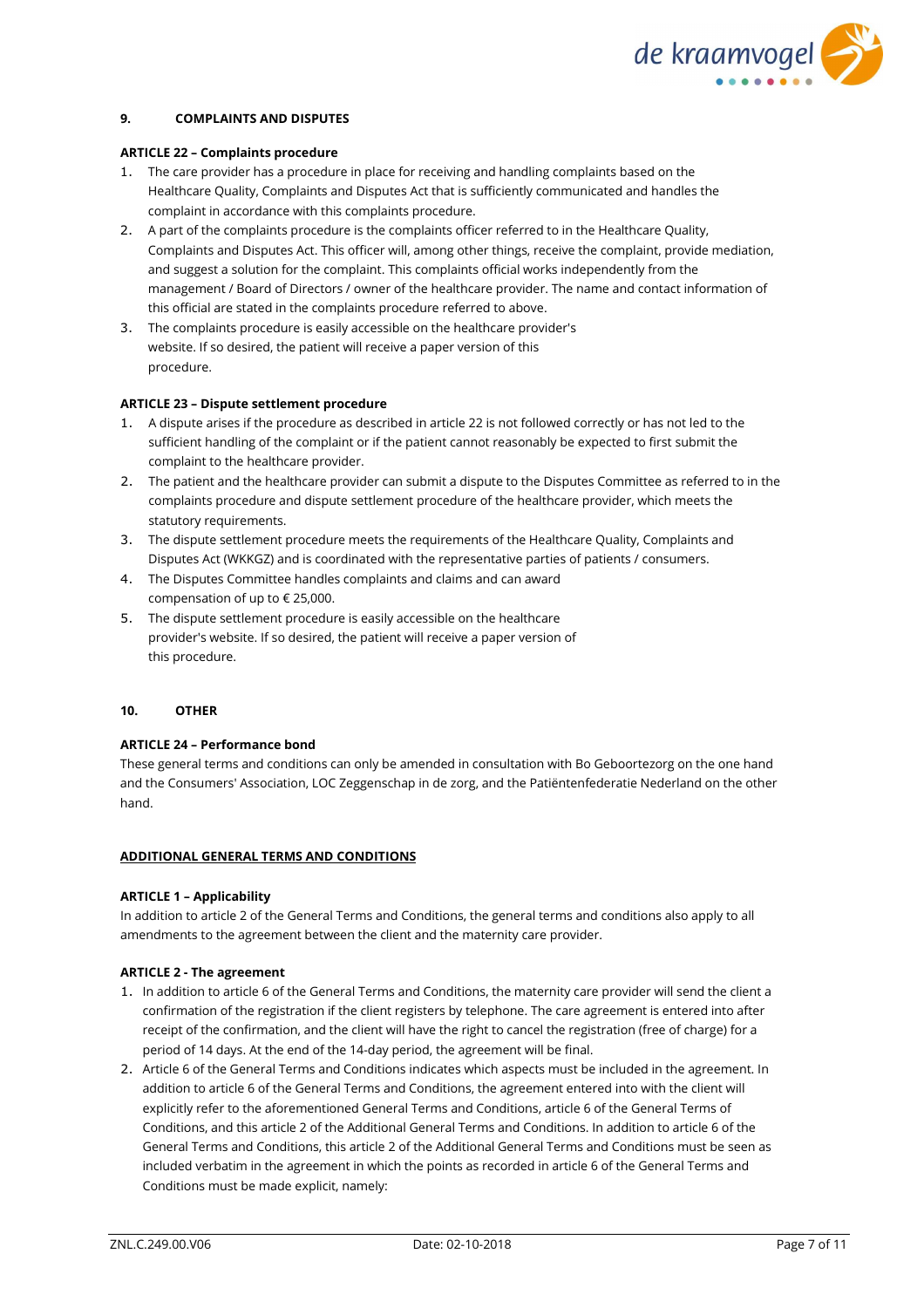## 9. COMPLAINTS AND DISPUTES

**ARTICLE 22 – Complaints procedure**

1. The care provider has a procedure in place for receiving and handling complaints based on the Healthcare Quality, Complaints and Disputes Act that is sufficiently communicated and handles the complaint in accordance with this complaints procedure.
2. A part of the complaints procedure is the complaints officer referred to in the Healthcare Quality, Complaints and Disputes Act. This officer will, among other things, receive the complaint, provide mediation, and suggest a solution for the complaint. This complaints official works independently from the management / Board of Directors / owner of the healthcare provider. The name and contact information of this official are stated in the complaints procedure referred to above.
3. The complaints procedure is easily accessible on the healthcare provider's website. If so desired, the patient will receive a paper version of this procedure.

**ARTICLE 23 – Dispute settlement procedure**

1. A dispute arises if the procedure as described in article 22 is not followed correctly or has not led to the sufficient handling of the complaint or if the patient cannot reasonably be expected to first submit the complaint to the healthcare provider.
2. The patient and the healthcare provider can submit a dispute to the Disputes Committee as referred to in the complaints procedure and dispute settlement procedure of the healthcare provider, which meets the statutory requirements.
3. The dispute settlement procedure meets the requirements of the Healthcare Quality, Complaints and Disputes Act (WKKGZ) and is coordinated with the representative parties of patients / consumers.
4. The Disputes Committee handles complaints and claims and can award compensation of up to € 25,000.
5. The dispute settlement procedure is easily accessible on the healthcare provider's website. If so desired, the patient will receive a paper version of this procedure.

## 10. OTHER

**ARTICLE 24 – Performance bond**

These general terms and conditions can only be amended in consultation with Bo Geboortezorg on the one hand and the Consumers' Association, LOC Zeggenschap in de zorg, and the Patiëntenfederatie Nederland on the other hand.

## ADDITIONAL GENERAL TERMS AND CONDITIONS

**ARTICLE 1 – Applicability**

In addition to article 2 of the General Terms and Conditions, the general terms and conditions also apply to all amendments to the agreement between the client and the maternity care provider.

**ARTICLE 2 - The agreement**

1. In addition to article 6 of the General Terms and Conditions, the maternity care provider will send the client a confirmation of the registration if the client registers by telephone. The care agreement is entered into after receipt of the confirmation, and the client will have the right to cancel the registration (free of charge) for a period of 14 days. At the end of the 14-day period, the agreement will be final.
2. Article 6 of the General Terms and Conditions indicates which aspects must be included in the agreement. In addition to article 6 of the General Terms and Conditions, the agreement entered into with the client will explicitly refer to the aforementioned General Terms and Conditions, article 6 of the General Terms of Conditions, and this article 2 of the Additional General Terms and Conditions. In addition to article 6 of the General Terms and Conditions, this article 2 of the Additional General Terms and Conditions must be seen as included verbatim in the agreement in which the points as recorded in article 6 of the General Terms and Conditions must be made explicit, namely: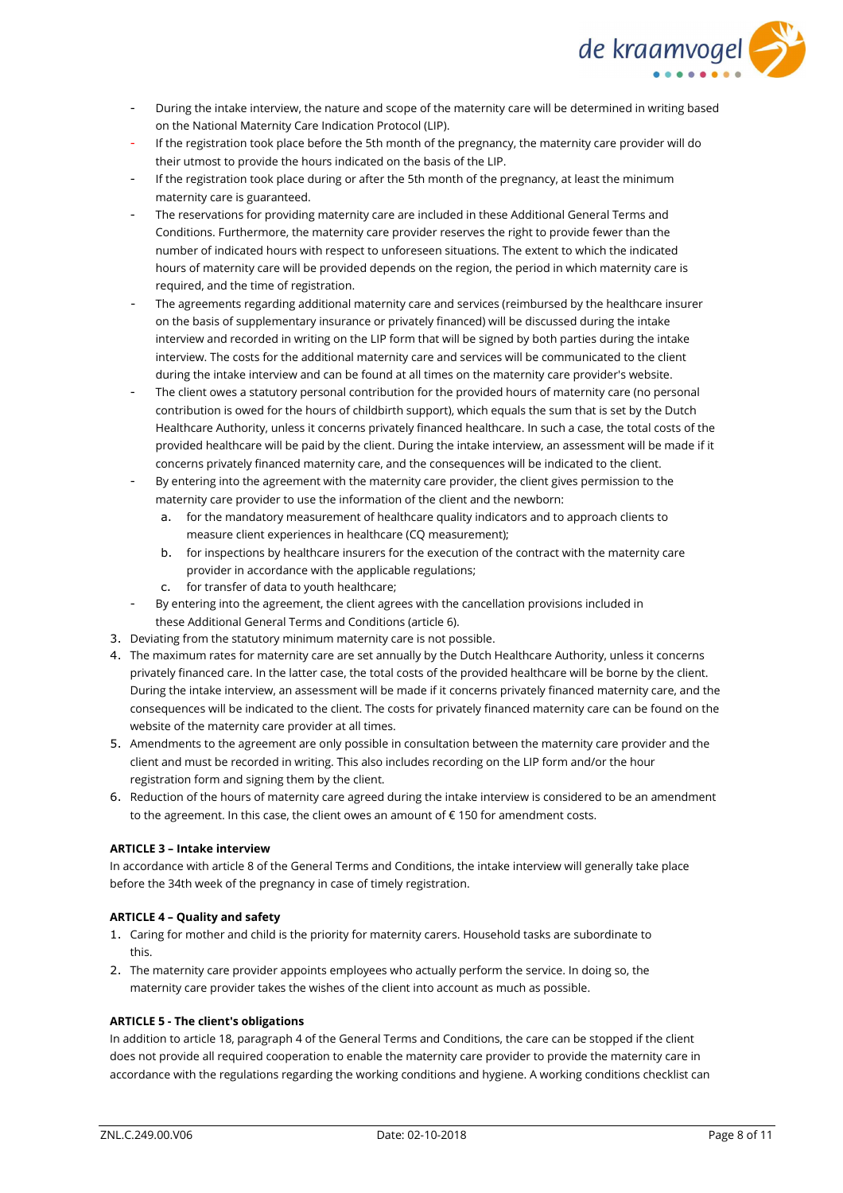- During the intake interview, the nature and scope of the maternity care will be determined in writing based on the National Maternity Care Indication Protocol (LIP).
- If the registration took place before the 5th month of the pregnancy, the maternity care provider will do their utmost to provide the hours indicated on the basis of the LIP.
- If the registration took place during or after the 5th month of the pregnancy, at least the minimum maternity care is guaranteed.
- The reservations for providing maternity care are included in these Additional General Terms and Conditions. Furthermore, the maternity care provider reserves the right to provide fewer than the number of indicated hours with respect to unforeseen situations. The extent to which the indicated hours of maternity care will be provided depends on the region, the period in which maternity care is required, and the time of registration.
- The agreements regarding additional maternity care and services (reimbursed by the healthcare insurer on the basis of supplementary insurance or privately financed) will be discussed during the intake interview and recorded in writing on the LIP form that will be signed by both parties during the intake interview. The costs for the additional maternity care and services will be communicated to the client during the intake interview and can be found at all times on the maternity care provider's website.
- The client owes a statutory personal contribution for the provided hours of maternity care (no personal contribution is owed for the hours of childbirth support), which equals the sum that is set by the Dutch Healthcare Authority, unless it concerns privately financed healthcare. In such a case, the total costs of the provided healthcare will be paid by the client. During the intake interview, an assessment will be made if it concerns privately financed maternity care, and the consequences will be indicated to the client.
- By entering into the agreement with the maternity care provider, the client gives permission to the maternity care provider to use the information of the client and the newborn:
  a. for the mandatory measurement of healthcare quality indicators and to approach clients to measure client experiences in healthcare (CQ measurement);
  b. for inspections by healthcare insurers for the execution of the contract with the maternity care provider in accordance with the applicable regulations;
  c. for transfer of data to youth healthcare;
- By entering into the agreement, the client agrees with the cancellation provisions included in these Additional General Terms and Conditions (article 6).

3. Deviating from the statutory minimum maternity care is not possible.
4. The maximum rates for maternity care are set annually by the Dutch Healthcare Authority, unless it concerns privately financed care. In the latter case, the total costs of the provided healthcare will be borne by the client. During the intake interview, an assessment will be made if it concerns privately financed maternity care, and the consequences will be indicated to the client. The costs for privately financed maternity care can be found on the website of the maternity care provider at all times.
5. Amendments to the agreement are only possible in consultation between the maternity care provider and the client and must be recorded in writing. This also includes recording on the LIP form and/or the hour registration form and signing them by the client.
6. Reduction of the hours of maternity care agreed during the intake interview is considered to be an amendment to the agreement. In this case, the client owes an amount of € 150 for amendment costs.

**ARTICLE 3 – Intake interview**

In accordance with article 8 of the General Terms and Conditions, the intake interview will generally take place before the 34th week of the pregnancy in case of timely registration.

**ARTICLE 4 – Quality and safety**

1. Caring for mother and child is the priority for maternity carers. Household tasks are subordinate to this.
2. The maternity care provider appoints employees who actually perform the service. In doing so, the maternity care provider takes the wishes of the client into account as much as possible.

**ARTICLE 5 - The client's obligations**

In addition to article 18, paragraph 4 of the General Terms and Conditions, the care can be stopped if the client does not provide all required cooperation to enable the maternity care provider to provide the maternity care in accordance with the regulations regarding the working conditions and hygiene. A working conditions checklist can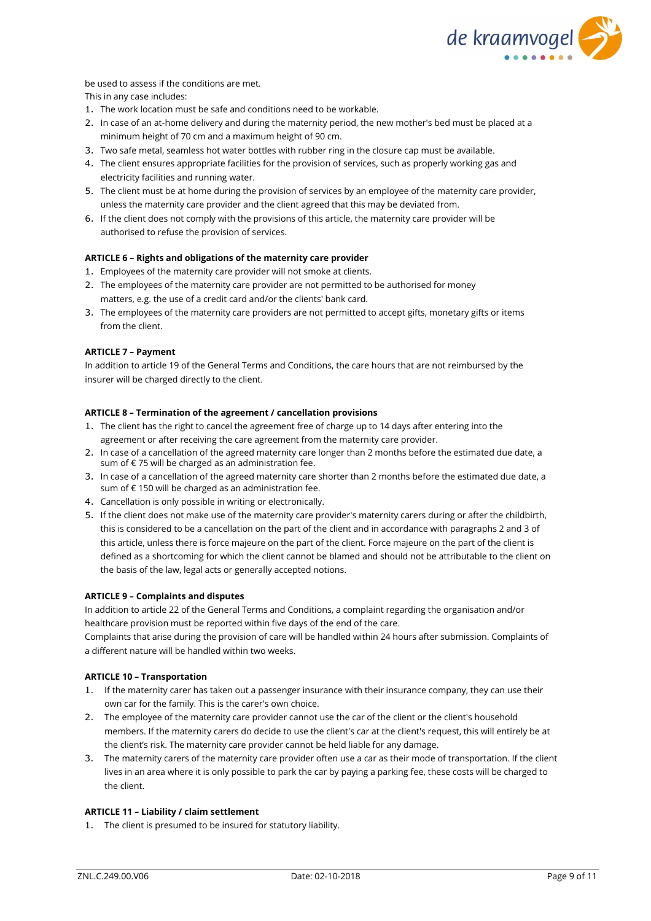be used to assess if the conditions are met.

This in any case includes:

1. The work location must be safe and conditions need to be workable.
2. In case of an at-home delivery and during the maternity period, the new mother's bed must be placed at a minimum height of 70 cm and a maximum height of 90 cm.
3. Two safe metal, seamless hot water bottles with rubber ring in the closure cap must be available.
4. The client ensures appropriate facilities for the provision of services, such as properly working gas and electricity facilities and running water.
5. The client must be at home during the provision of services by an employee of the maternity care provider, unless the maternity care provider and the client agreed that this may be deviated from.
6. If the client does not comply with the provisions of this article, the maternity care provider will be authorised to refuse the provision of services.

**ARTICLE 6 – Rights and obligations of the maternity care provider**

1. Employees of the maternity care provider will not smoke at clients.
2. The employees of the maternity care provider are not permitted to be authorised for money matters, e.g. the use of a credit card and/or the clients' bank card.
3. The employees of the maternity care providers are not permitted to accept gifts, monetary gifts or items from the client.

**ARTICLE 7 – Payment**

In addition to article 19 of the General Terms and Conditions, the care hours that are not reimbursed by the insurer will be charged directly to the client.

**ARTICLE 8 – Termination of the agreement / cancellation provisions**

1. The client has the right to cancel the agreement free of charge up to 14 days after entering into the agreement or after receiving the care agreement from the maternity care provider.
2. In case of a cancellation of the agreed maternity care longer than 2 months before the estimated due date, a sum of € 75 will be charged as an administration fee.
3. In case of a cancellation of the agreed maternity care shorter than 2 months before the estimated due date, a sum of € 150 will be charged as an administration fee.
4. Cancellation is only possible in writing or electronically.
5. If the client does not make use of the maternity care provider's maternity carers during or after the childbirth, this is considered to be a cancellation on the part of the client and in accordance with paragraphs 2 and 3 of this article, unless there is force majeure on the part of the client. Force majeure on the part of the client is defined as a shortcoming for which the client cannot be blamed and should not be attributable to the client on the basis of the law, legal acts or generally accepted notions.

**ARTICLE 9 – Complaints and disputes**

In addition to article 22 of the General Terms and Conditions, a complaint regarding the organisation and/or healthcare provision must be reported within five days of the end of the care.

Complaints that arise during the provision of care will be handled within 24 hours after submission. Complaints of a different nature will be handled within two weeks.

**ARTICLE 10 – Transportation**

1. If the maternity carer has taken out a passenger insurance with their insurance company, they can use their own car for the family. This is the carer's own choice.
2. The employee of the maternity care provider cannot use the car of the client or the client's household members. If the maternity carers do decide to use the client's car at the client's request, this will entirely be at the client's risk. The maternity care provider cannot be held liable for any damage.
3. The maternity carers of the maternity care provider often use a car as their mode of transportation. If the client lives in an area where it is only possible to park the car by paying a parking fee, these costs will be charged to the client.

**ARTICLE 11 – Liability / claim settlement**

1. The client is presumed to be insured for statutory liability.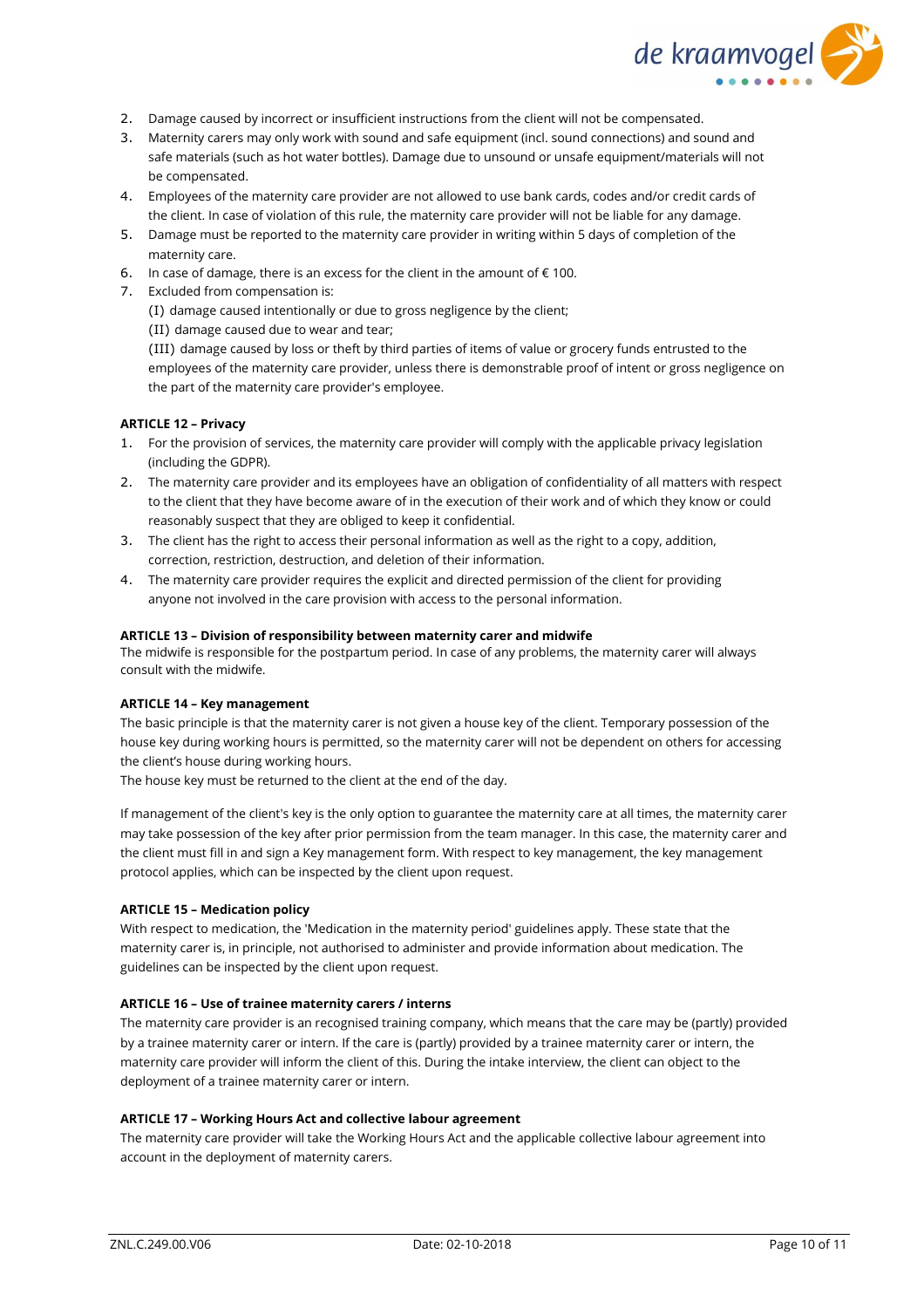2. Damage caused by incorrect or insufficient instructions from the client will not be compensated.
3. Maternity carers may only work with sound and safe equipment (incl. sound connections) and sound and safe materials (such as hot water bottles). Damage due to unsound or unsafe equipment/materials will not be compensated.
4. Employees of the maternity care provider are not allowed to use bank cards, codes and/or credit cards of the client. In case of violation of this rule, the maternity care provider will not be liable for any damage.
5. Damage must be reported to the maternity care provider in writing within 5 days of completion of the maternity care.
6. In case of damage, there is an excess for the client in the amount of € 100.
7. Excluded from compensation is:
   (I) damage caused intentionally or due to gross negligence by the client;
   (II) damage caused due to wear and tear;
   (III) damage caused by loss or theft by third parties of items of value or grocery funds entrusted to the employees of the maternity care provider, unless there is demonstrable proof of intent or gross negligence on the part of the maternity care provider's employee.

**ARTICLE 12 – Privacy**

1. For the provision of services, the maternity care provider will comply with the applicable privacy legislation (including the GDPR).
2. The maternity care provider and its employees have an obligation of confidentiality of all matters with respect to the client that they have become aware of in the execution of their work and of which they know or could reasonably suspect that they are obliged to keep it confidential.
3. The client has the right to access their personal information as well as the right to a copy, addition, correction, restriction, destruction, and deletion of their information.
4. The maternity care provider requires the explicit and directed permission of the client for providing anyone not involved in the care provision with access to the personal information.

**ARTICLE 13 – Division of responsibility between maternity carer and midwife**

The midwife is responsible for the postpartum period. In case of any problems, the maternity carer will always consult with the midwife.

**ARTICLE 14 – Key management**

The basic principle is that the maternity carer is not given a house key of the client. Temporary possession of the house key during working hours is permitted, so the maternity carer will not be dependent on others for accessing the client's house during working hours.
The house key must be returned to the client at the end of the day.

If management of the client's key is the only option to guarantee the maternity care at all times, the maternity carer may take possession of the key after prior permission from the team manager. In this case, the maternity carer and the client must fill in and sign a Key management form. With respect to key management, the key management protocol applies, which can be inspected by the client upon request.

**ARTICLE 15 – Medication policy**

With respect to medication, the 'Medication in the maternity period' guidelines apply. These state that the maternity carer is, in principle, not authorised to administer and provide information about medication. The guidelines can be inspected by the client upon request.

**ARTICLE 16 – Use of trainee maternity carers / interns**

The maternity care provider is an recognised training company, which means that the care may be (partly) provided by a trainee maternity carer or intern. If the care is (partly) provided by a trainee maternity carer or intern, the maternity care provider will inform the client of this. During the intake interview, the client can object to the deployment of a trainee maternity carer or intern.

**ARTICLE 17 – Working Hours Act and collective labour agreement**

The maternity care provider will take the Working Hours Act and the applicable collective labour agreement into account in the deployment of maternity carers.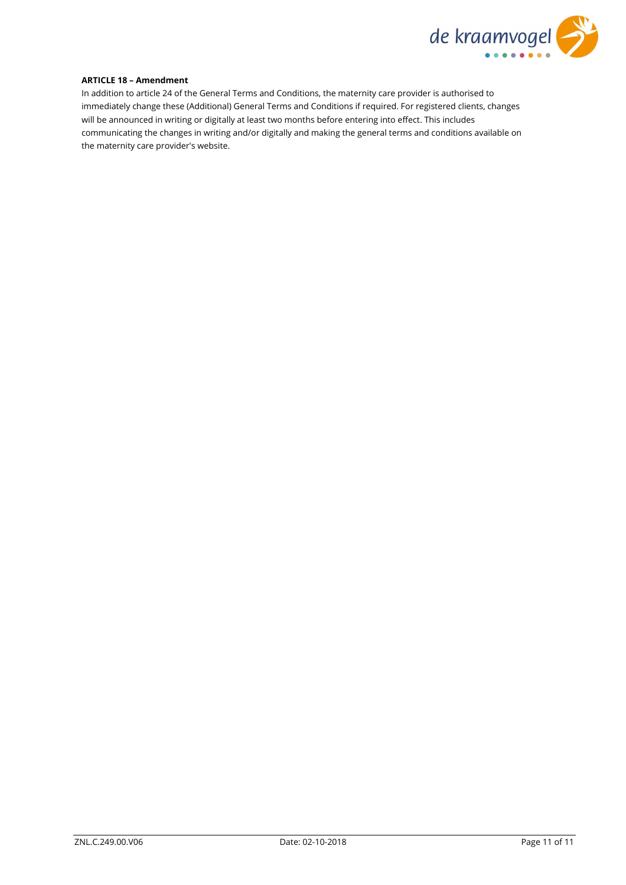**ARTICLE 18 – Amendment**

In addition to article 24 of the General Terms and Conditions, the maternity care provider is authorised to immediately change these (Additional) General Terms and Conditions if required. For registered clients, changes will be announced in writing or digitally at least two months before entering into effect. This includes communicating the changes in writing and/or digitally and making the general terms and conditions available on the maternity care provider's website.